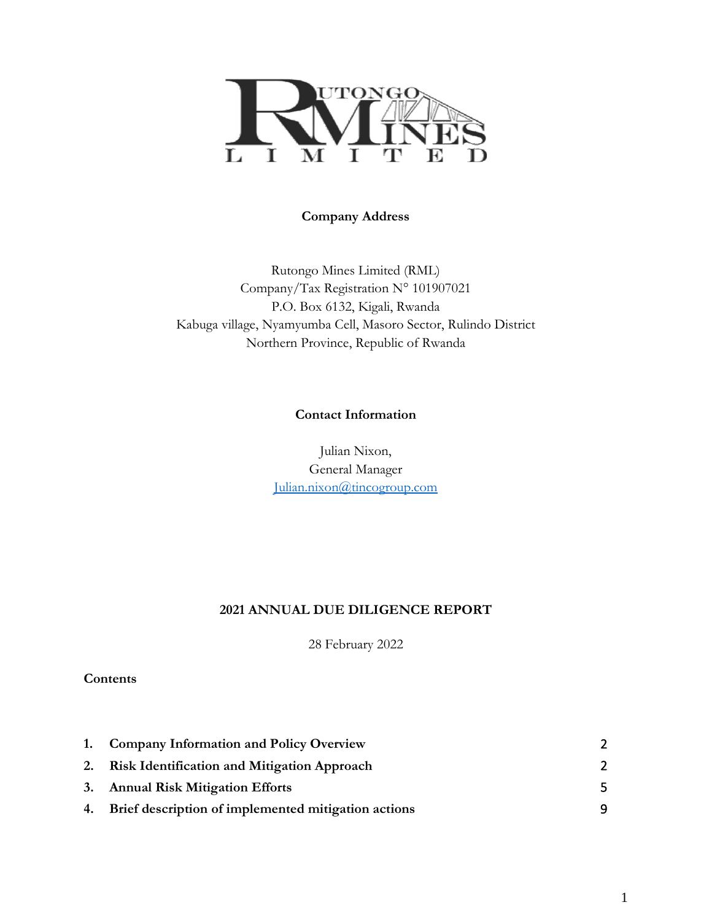RUTONGO MINES LIMITED

**Company Address**

Rutongo Mines Limited (RML)
Company/Tax Registration N° 101907021
P.O. Box 6132, Kigali, Rwanda
Kabuga village, Nyamyumba Cell, Masoro Sector, Rulindo District
Northern Province, Republic of Rwanda

**Contact Information**

Julian Nixon,
General Manager
Julian.nixon@tincogroup.com

**2021 ANNUAL DUE DILIGENCE REPORT**

28 February 2022

**Contents**

| | | |
|---|---|---|
| **1.** | **Company Information and Policy Overview** | 2 |
| **2.** | **Risk Identification and Mitigation Approach** | 2 |
| **3.** | **Annual Risk Mitigation Efforts** | 5 |
| **4.** | **Brief description of implemented mitigation actions** | 9 |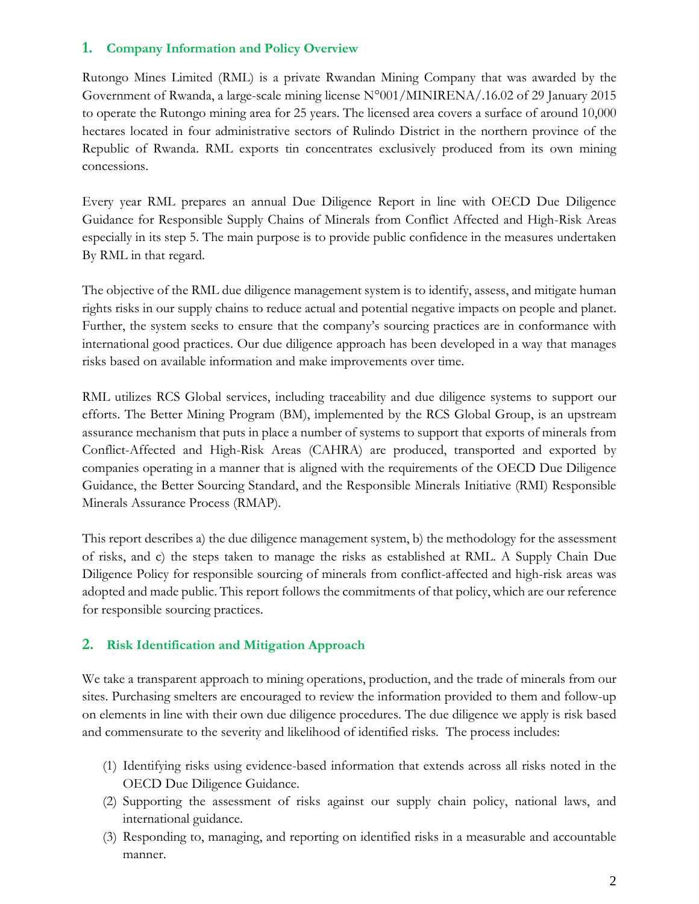## 1. Company Information and Policy Overview

Rutongo Mines Limited (RML) is a private Rwandan Mining Company that was awarded by the Government of Rwanda, a large-scale mining license N°001/MINIRENA/.16.02 of 29 January 2015 to operate the Rutongo mining area for 25 years. The licensed area covers a surface of around 10,000 hectares located in four administrative sectors of Rulindo District in the northern province of the Republic of Rwanda. RML exports tin concentrates exclusively produced from its own mining concessions.

Every year RML prepares an annual Due Diligence Report in line with OECD Due Diligence Guidance for Responsible Supply Chains of Minerals from Conflict Affected and High-Risk Areas especially in its step 5. The main purpose is to provide public confidence in the measures undertaken By RML in that regard.

The objective of the RML due diligence management system is to identify, assess, and mitigate human rights risks in our supply chains to reduce actual and potential negative impacts on people and planet. Further, the system seeks to ensure that the company's sourcing practices are in conformance with international good practices. Our due diligence approach has been developed in a way that manages risks based on available information and make improvements over time.

RML utilizes RCS Global services, including traceability and due diligence systems to support our efforts. The Better Mining Program (BM), implemented by the RCS Global Group, is an upstream assurance mechanism that puts in place a number of systems to support that exports of minerals from Conflict-Affected and High-Risk Areas (CAHRA) are produced, transported and exported by companies operating in a manner that is aligned with the requirements of the OECD Due Diligence Guidance, the Better Sourcing Standard, and the Responsible Minerals Initiative (RMI) Responsible Minerals Assurance Process (RMAP).

This report describes a) the due diligence management system, b) the methodology for the assessment of risks, and c) the steps taken to manage the risks as established at RML. A Supply Chain Due Diligence Policy for responsible sourcing of minerals from conflict-affected and high-risk areas was adopted and made public. This report follows the commitments of that policy, which are our reference for responsible sourcing practices.

## 2. Risk Identification and Mitigation Approach

We take a transparent approach to mining operations, production, and the trade of minerals from our sites. Purchasing smelters are encouraged to review the information provided to them and follow-up on elements in line with their own due diligence procedures. The due diligence we apply is risk based and commensurate to the severity and likelihood of identified risks. The process includes:

(1) Identifying risks using evidence-based information that extends across all risks noted in the OECD Due Diligence Guidance.
(2) Supporting the assessment of risks against our supply chain policy, national laws, and international guidance.
(3) Responding to, managing, and reporting on identified risks in a measurable and accountable manner.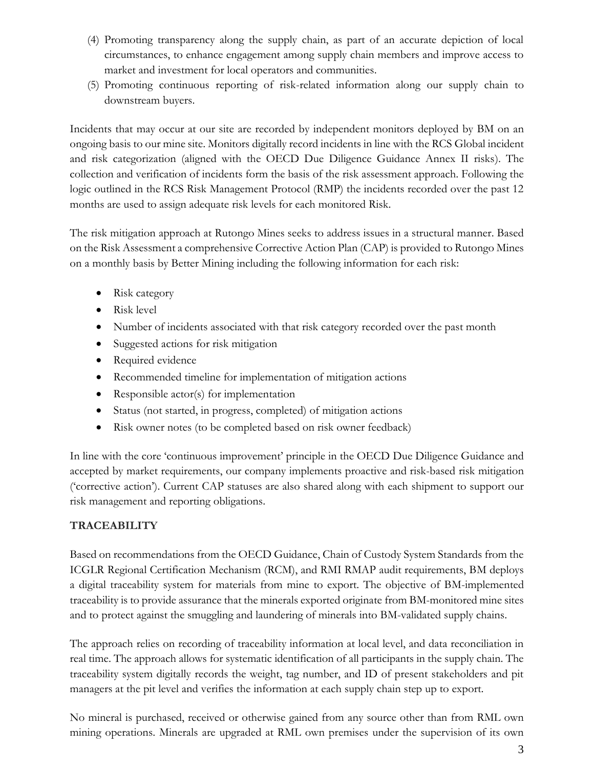(4) Promoting transparency along the supply chain, as part of an accurate depiction of local circumstances, to enhance engagement among supply chain members and improve access to market and investment for local operators and communities.
(5) Promoting continuous reporting of risk-related information along our supply chain to downstream buyers.

Incidents that may occur at our site are recorded by independent monitors deployed by BM on an ongoing basis to our mine site. Monitors digitally record incidents in line with the RCS Global incident and risk categorization (aligned with the OECD Due Diligence Guidance Annex II risks). The collection and verification of incidents form the basis of the risk assessment approach. Following the logic outlined in the RCS Risk Management Protocol (RMP) the incidents recorded over the past 12 months are used to assign adequate risk levels for each monitored Risk.

The risk mitigation approach at Rutongo Mines seeks to address issues in a structural manner. Based on the Risk Assessment a comprehensive Corrective Action Plan (CAP) is provided to Rutongo Mines on a monthly basis by Better Mining including the following information for each risk:

- Risk category
- Risk level
- Number of incidents associated with that risk category recorded over the past month
- Suggested actions for risk mitigation
- Required evidence
- Recommended timeline for implementation of mitigation actions
- Responsible actor(s) for implementation
- Status (not started, in progress, completed) of mitigation actions
- Risk owner notes (to be completed based on risk owner feedback)

In line with the core 'continuous improvement' principle in the OECD Due Diligence Guidance and accepted by market requirements, our company implements proactive and risk-based risk mitigation ('corrective action'). Current CAP statuses are also shared along with each shipment to support our risk management and reporting obligations.

**TRACEABILITY**

Based on recommendations from the OECD Guidance, Chain of Custody System Standards from the ICGLR Regional Certification Mechanism (RCM), and RMI RMAP audit requirements, BM deploys a digital traceability system for materials from mine to export. The objective of BM-implemented traceability is to provide assurance that the minerals exported originate from BM-monitored mine sites and to protect against the smuggling and laundering of minerals into BM-validated supply chains.

The approach relies on recording of traceability information at local level, and data reconciliation in real time. The approach allows for systematic identification of all participants in the supply chain. The traceability system digitally records the weight, tag number, and ID of present stakeholders and pit managers at the pit level and verifies the information at each supply chain step up to export.

No mineral is purchased, received or otherwise gained from any source other than from RML own mining operations. Minerals are upgraded at RML own premises under the supervision of its own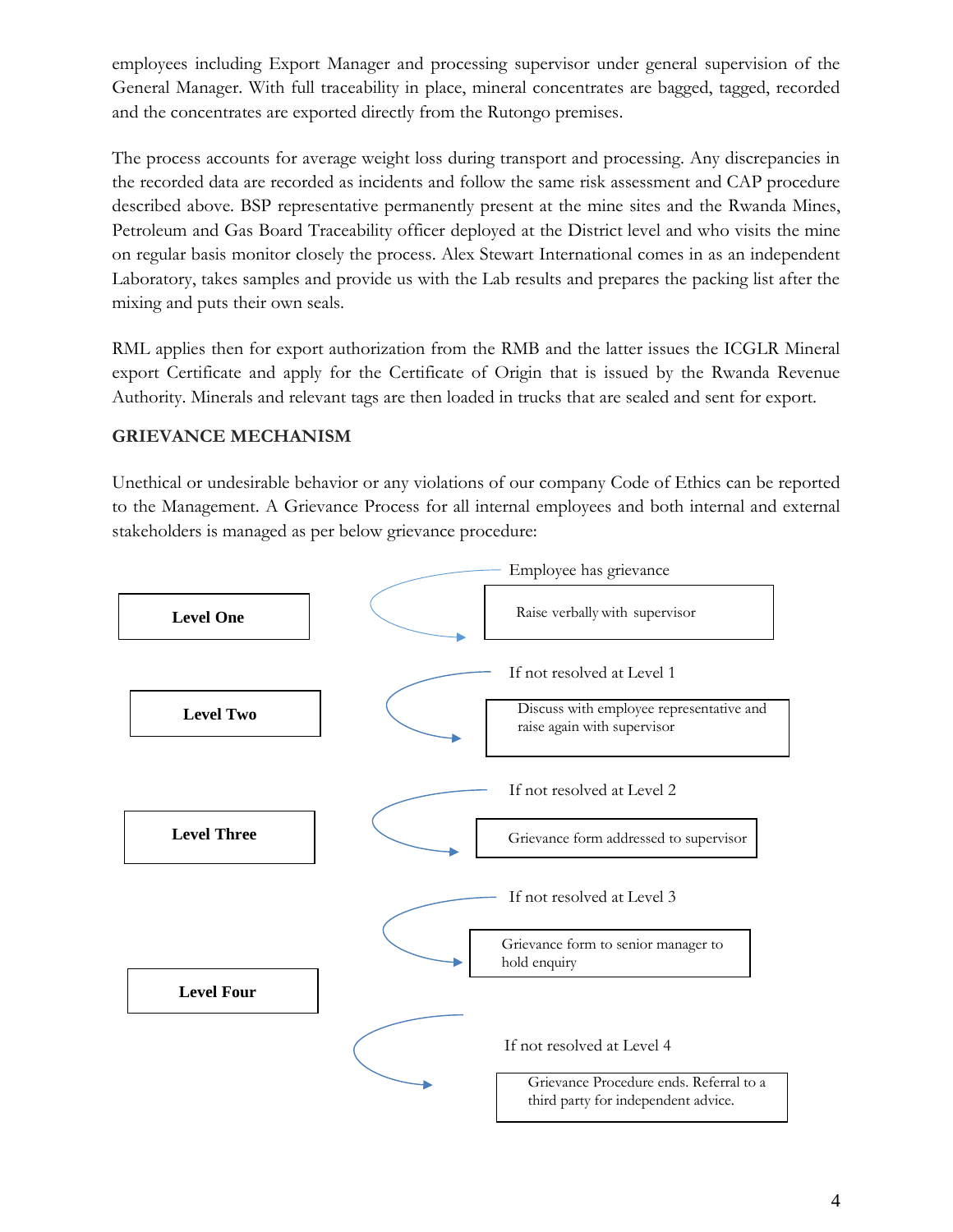employees including Export Manager and processing supervisor under general supervision of the General Manager. With full traceability in place, mineral concentrates are bagged, tagged, recorded and the concentrates are exported directly from the Rutongo premises.

The process accounts for average weight loss during transport and processing. Any discrepancies in the recorded data are recorded as incidents and follow the same risk assessment and CAP procedure described above. BSP representative permanently present at the mine sites and the Rwanda Mines, Petroleum and Gas Board Traceability officer deployed at the District level and who visits the mine on regular basis monitor closely the process. Alex Stewart International comes in as an independent Laboratory, takes samples and provide us with the Lab results and prepares the packing list after the mixing and puts their own seals.

RML applies then for export authorization from the RMB and the latter issues the ICGLR Mineral export Certificate and apply for the Certificate of Origin that is issued by the Rwanda Revenue Authority. Minerals and relevant tags are then loaded in trucks that are sealed and sent for export.

## GRIEVANCE MECHANISM

Unethical or undesirable behavior or any violations of our company Code of Ethics can be reported to the Management. A Grievance Process for all internal employees and both internal and external stakeholders is managed as per below grievance procedure:

- **Level One** — Employee has grievance → Raise verbally with supervisor
- **Level Two** — If not resolved at Level 1 → Discuss with employee representative and raise again with supervisor
- **Level Three** — If not resolved at Level 2 → Grievance form addressed to supervisor
- **Level Four** — If not resolved at Level 3 → Grievance form to senior manager to hold enquiry
- If not resolved at Level 4 → Grievance Procedure ends. Referral to a third party for independent advice.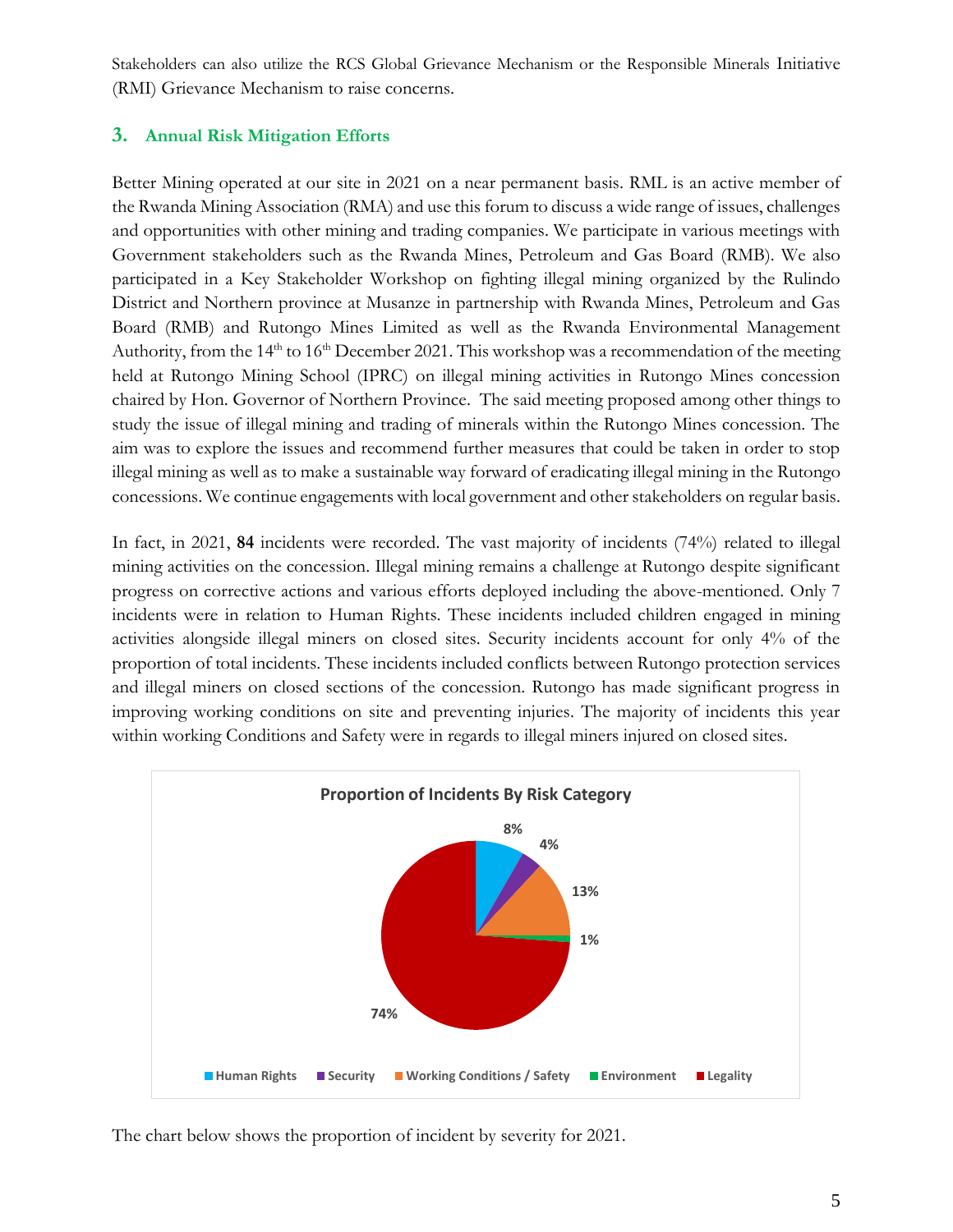Stakeholders can also utilize the RCS Global Grievance Mechanism or the Responsible Minerals Initiative (RMI) Grievance Mechanism to raise concerns.

## 3. Annual Risk Mitigation Efforts

Better Mining operated at our site in 2021 on a near permanent basis. RML is an active member of the Rwanda Mining Association (RMA) and use this forum to discuss a wide range of issues, challenges and opportunities with other mining and trading companies. We participate in various meetings with Government stakeholders such as the Rwanda Mines, Petroleum and Gas Board (RMB). We also participated in a Key Stakeholder Workshop on fighting illegal mining organized by the Rulindo District and Northern province at Musanze in partnership with Rwanda Mines, Petroleum and Gas Board (RMB) and Rutongo Mines Limited as well as the Rwanda Environmental Management Authority, from the 14th to 16th December 2021. This workshop was a recommendation of the meeting held at Rutongo Mining School (IPRC) on illegal mining activities in Rutongo Mines concession chaired by Hon. Governor of Northern Province. The said meeting proposed among other things to study the issue of illegal mining and trading of minerals within the Rutongo Mines concession. The aim was to explore the issues and recommend further measures that could be taken in order to stop illegal mining as well as to make a sustainable way forward of eradicating illegal mining in the Rutongo concessions. We continue engagements with local government and other stakeholders on regular basis.

In fact, in 2021, **84** incidents were recorded. The vast majority of incidents (74%) related to illegal mining activities on the concession. Illegal mining remains a challenge at Rutongo despite significant progress on corrective actions and various efforts deployed including the above-mentioned. Only 7 incidents were in relation to Human Rights. These incidents included children engaged in mining activities alongside illegal miners on closed sites. Security incidents account for only 4% of the proportion of total incidents. These incidents included conflicts between Rutongo protection services and illegal miners on closed sections of the concession. Rutongo has made significant progress in improving working conditions on site and preventing injuries. The majority of incidents this year within working Conditions and Safety were in regards to illegal miners injured on closed sites.

**Proportion of Incidents By Risk Category**

| Risk Category | Proportion |
|---|---|
| Human Rights | 8% |
| Security | 4% |
| Working Conditions / Safety | 13% |
| Environment | 1% |
| Legality | 74% |

The chart below shows the proportion of incident by severity for 2021.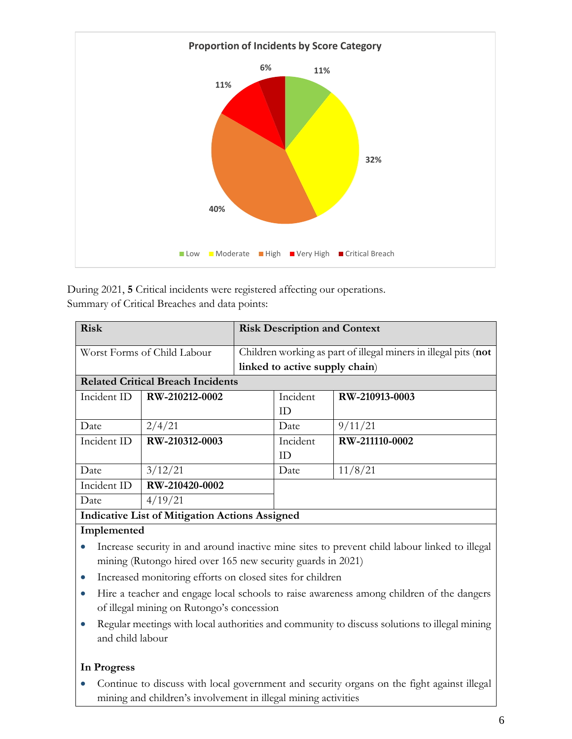**Proportion of Incidents by Score Category**

| Category | Proportion |
|---|---|
| Low | 11% |
| Moderate | 32% |
| High | 40% |
| Very High | 11% |
| Critical Breach | 6% |

During 2021, **5** Critical incidents were registered affecting our operations.
Summary of Critical Breaches and data points:

| **Risk** | | **Risk Description and Context** | |
|---|---|---|---|
| Worst Forms of Child Labour | | Children working as part of illegal miners in illegal pits (**not linked to active supply chain**) | |
| **Related Critical Breach Incidents** | | | |
| Incident ID | **RW-210212-0002** | Incident ID | **RW-210913-0003** |
| Date | 2/4/21 | Date | 9/11/21 |
| Incident ID | **RW-210312-0003** | Incident ID | **RW-211110-0002** |
| Date | 3/12/21 | Date | 11/8/21 |
| Incident ID | **RW-210420-0002** | | |
| Date | 4/19/21 | | |

**Indicative List of Mitigation Actions Assigned**

**Implemented**

- Increase security in and around inactive mine sites to prevent child labour linked to illegal mining (Rutongo hired over 165 new security guards in 2021)
- Increased monitoring efforts on closed sites for children
- Hire a teacher and engage local schools to raise awareness among children of the dangers of illegal mining on Rutongo's concession
- Regular meetings with local authorities and community to discuss solutions to illegal mining and child labour

**In Progress**

- Continue to discuss with local government and security organs on the fight against illegal mining and children's involvement in illegal mining activities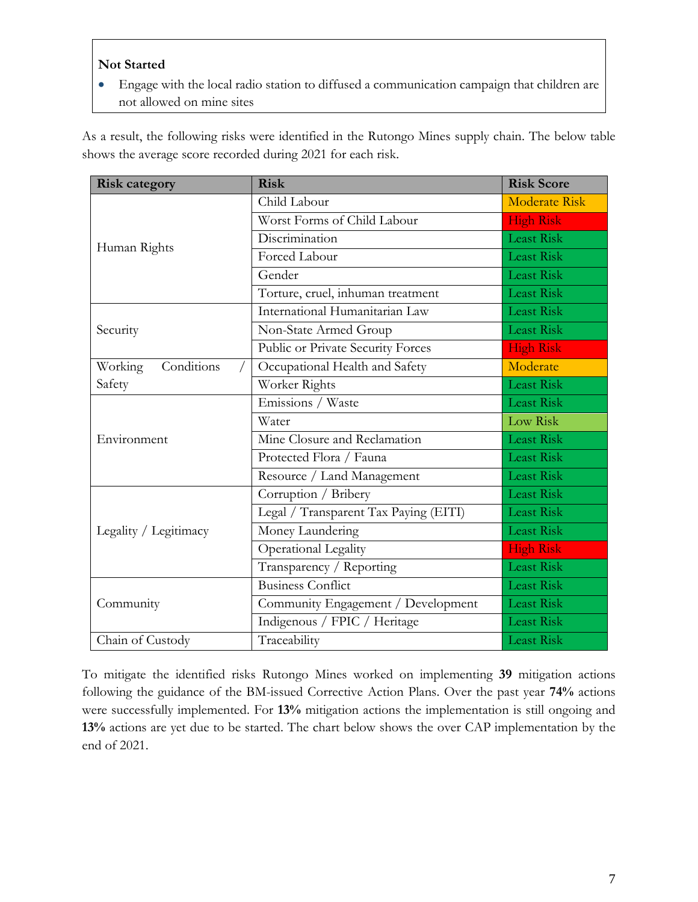**Not Started**

- Engage with the local radio station to diffused a communication campaign that children are not allowed on mine sites

As a result, the following risks were identified in the Rutongo Mines supply chain. The below table shows the average score recorded during 2021 for each risk.

| Risk category | Risk | Risk Score |
|---|---|---|
| Human Rights | Child Labour | Moderate Risk |
| | Worst Forms of Child Labour | High Risk |
| | Discrimination | Least Risk |
| | Forced Labour | Least Risk |
| | Gender | Least Risk |
| | Torture, cruel, inhuman treatment | Least Risk |
| Security | International Humanitarian Law | Least Risk |
| | Non-State Armed Group | Least Risk |
| | Public or Private Security Forces | High Risk |
| Working Conditions / Safety | Occupational Health and Safety | Moderate |
| | Worker Rights | Least Risk |
| Environment | Emissions / Waste | Least Risk |
| | Water | Low Risk |
| | Mine Closure and Reclamation | Least Risk |
| | Protected Flora / Fauna | Least Risk |
| | Resource / Land Management | Least Risk |
| Legality / Legitimacy | Corruption / Bribery | Least Risk |
| | Legal / Transparent Tax Paying (EITI) | Least Risk |
| | Money Laundering | Least Risk |
| | Operational Legality | High Risk |
| | Transparency / Reporting | Least Risk |
| Community | Business Conflict | Least Risk |
| | Community Engagement / Development | Least Risk |
| | Indigenous / FPIC / Heritage | Least Risk |
| Chain of Custody | Traceability | Least Risk |

To mitigate the identified risks Rutongo Mines worked on implementing **39** mitigation actions following the guidance of the BM-issued Corrective Action Plans. Over the past year **74%** actions were successfully implemented. For **13%** mitigation actions the implementation is still ongoing and **13%** actions are yet due to be started. The chart below shows the over CAP implementation by the end of 2021.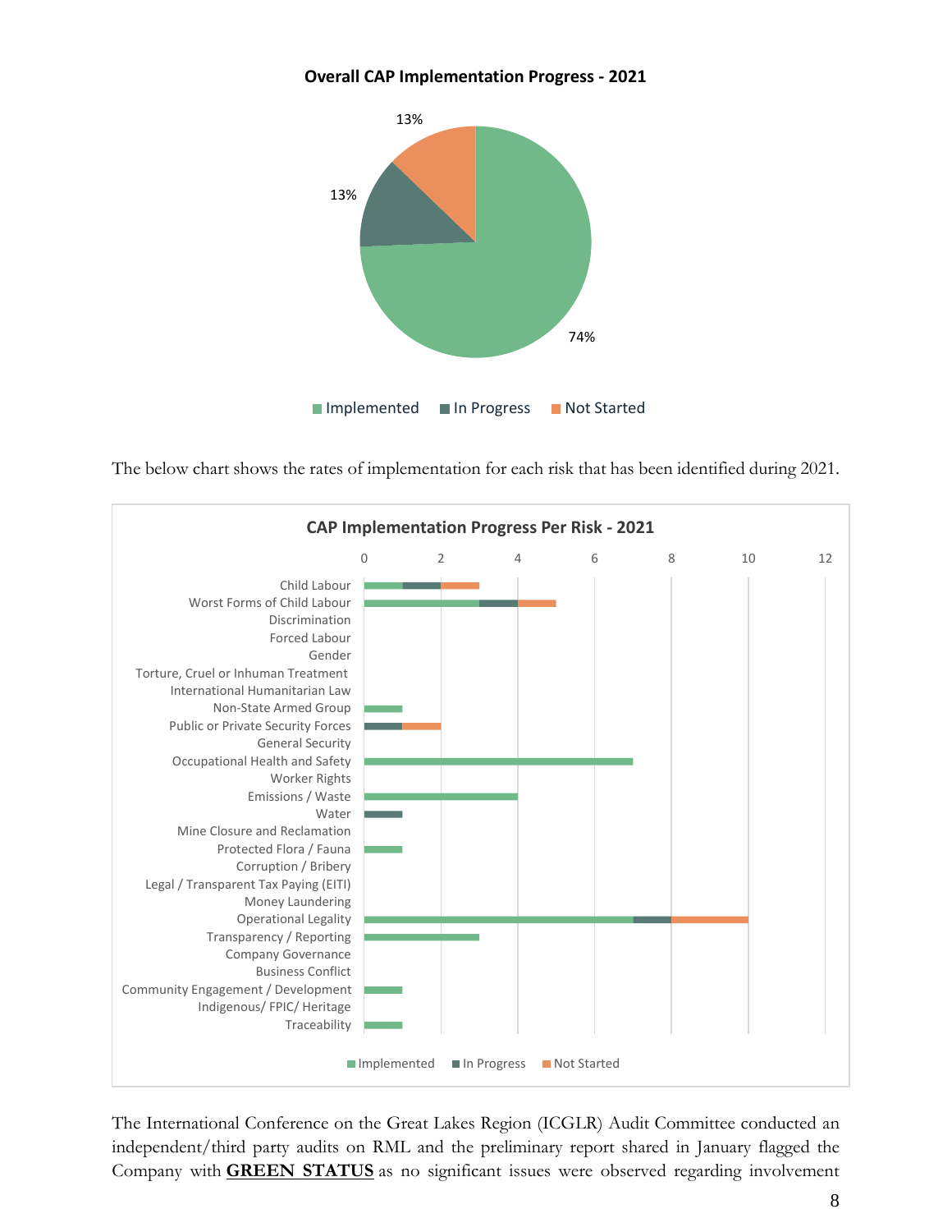**Overall CAP Implementation Progress - 2021**

| Status | Percentage |
|---|---|
| Implemented | 74% |
| In Progress | 13% |
| Not Started | 13% |

The below chart shows the rates of implementation for each risk that has been identified during 2021.

**CAP Implementation Progress Per Risk - 2021**

| Risk | Implemented | In Progress | Not Started |
|---|---|---|---|
| Child Labour | 1 | 1 | 1 |
| Worst Forms of Child Labour | 3 | 1 | 1 |
| Discrimination | | | |
| Forced Labour | | | |
| Gender | | | |
| Torture, Cruel or Inhuman Treatment | | | |
| International Humanitarian Law | | | |
| Non-State Armed Group | 1 | | |
| Public or Private Security Forces | | 1 | 1 |
| General Security | | | |
| Occupational Health and Safety | 7 | | |
| Worker Rights | | | |
| Emissions / Waste | 4 | | |
| Water | | 1 | |
| Mine Closure and Reclamation | | | |
| Protected Flora / Fauna | 1 | | |
| Corruption / Bribery | | | |
| Legal / Transparent Tax Paying (EITI) | | | |
| Money Laundering | | | |
| Operational Legality | 7 | 1 | 2 |
| Transparency / Reporting | 3 | | |
| Company Governance | | | |
| Business Conflict | | | |
| Community Engagement / Development | 1 | | |
| Indigenous/ FPIC/ Heritage | | | |
| Traceability | 1 | | |

The International Conference on the Great Lakes Region (ICGLR) Audit Committee conducted an independent/third party audits on RML and the preliminary report shared in January flagged the Company with **GREEN STATUS** as no significant issues were observed regarding involvement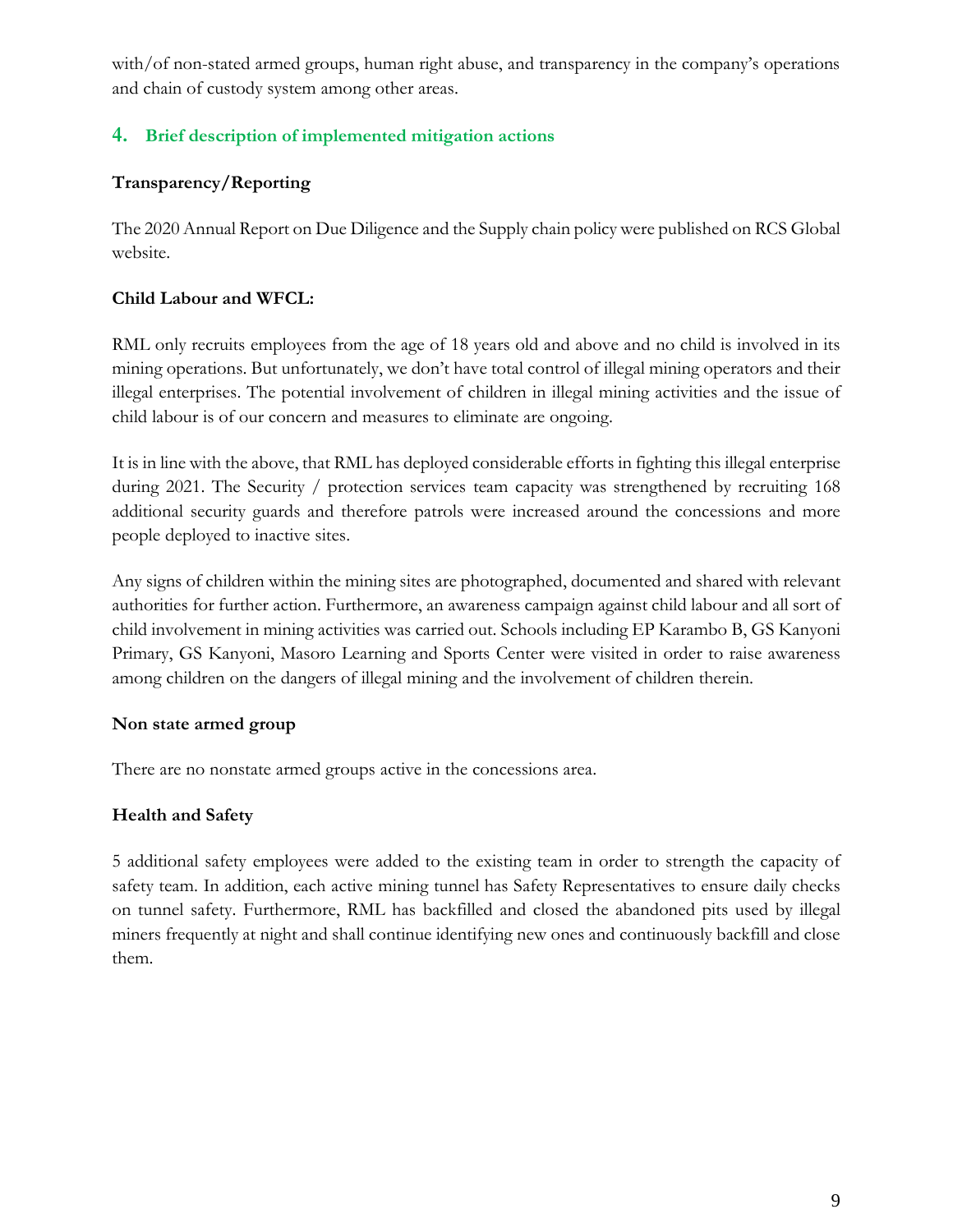with/of non-stated armed groups, human right abuse, and transparency in the company's operations and chain of custody system among other areas.

## 4. Brief description of implemented mitigation actions

**Transparency/Reporting**

The 2020 Annual Report on Due Diligence and the Supply chain policy were published on RCS Global website.

**Child Labour and WFCL:**

RML only recruits employees from the age of 18 years old and above and no child is involved in its mining operations. But unfortunately, we don't have total control of illegal mining operators and their illegal enterprises. The potential involvement of children in illegal mining activities and the issue of child labour is of our concern and measures to eliminate are ongoing.

It is in line with the above, that RML has deployed considerable efforts in fighting this illegal enterprise during 2021. The Security / protection services team capacity was strengthened by recruiting 168 additional security guards and therefore patrols were increased around the concessions and more people deployed to inactive sites.

Any signs of children within the mining sites are photographed, documented and shared with relevant authorities for further action. Furthermore, an awareness campaign against child labour and all sort of child involvement in mining activities was carried out. Schools including EP Karambo B, GS Kanyoni Primary, GS Kanyoni, Masoro Learning and Sports Center were visited in order to raise awareness among children on the dangers of illegal mining and the involvement of children therein.

**Non state armed group**

There are no nonstate armed groups active in the concessions area.

**Health and Safety**

5 additional safety employees were added to the existing team in order to strength the capacity of safety team. In addition, each active mining tunnel has Safety Representatives to ensure daily checks on tunnel safety. Furthermore, RML has backfilled and closed the abandoned pits used by illegal miners frequently at night and shall continue identifying new ones and continuously backfill and close them.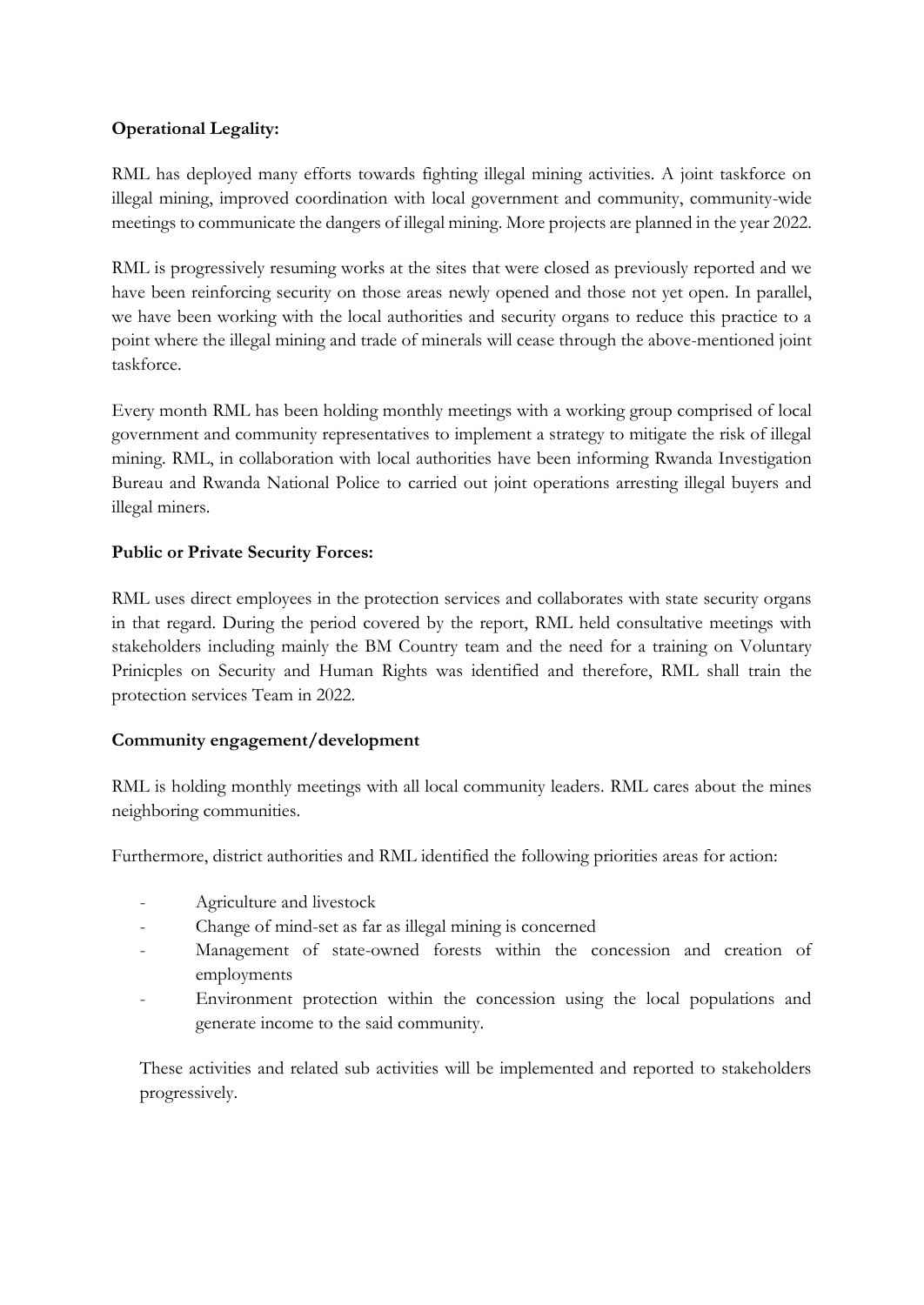**Operational Legality:**

RML has deployed many efforts towards fighting illegal mining activities. A joint taskforce on illegal mining, improved coordination with local government and community, community-wide meetings to communicate the dangers of illegal mining. More projects are planned in the year 2022.

RML is progressively resuming works at the sites that were closed as previously reported and we have been reinforcing security on those areas newly opened and those not yet open. In parallel, we have been working with the local authorities and security organs to reduce this practice to a point where the illegal mining and trade of minerals will cease through the above-mentioned joint taskforce.

Every month RML has been holding monthly meetings with a working group comprised of local government and community representatives to implement a strategy to mitigate the risk of illegal mining. RML, in collaboration with local authorities have been informing Rwanda Investigation Bureau and Rwanda National Police to carried out joint operations arresting illegal buyers and illegal miners.

**Public or Private Security Forces:**

RML uses direct employees in the protection services and collaborates with state security organs in that regard. During the period covered by the report, RML held consultative meetings with stakeholders including mainly the BM Country team and the need for a training on Voluntary Prinicples on Security and Human Rights was identified and therefore, RML shall train the protection services Team in 2022.

**Community engagement/development**

RML is holding monthly meetings with all local community leaders. RML cares about the mines neighboring communities.

Furthermore, district authorities and RML identified the following priorities areas for action:

- Agriculture and livestock
- Change of mind-set as far as illegal mining is concerned
- Management of state-owned forests within the concession and creation of employments
- Environment protection within the concession using the local populations and generate income to the said community.

These activities and related sub activities will be implemented and reported to stakeholders progressively.